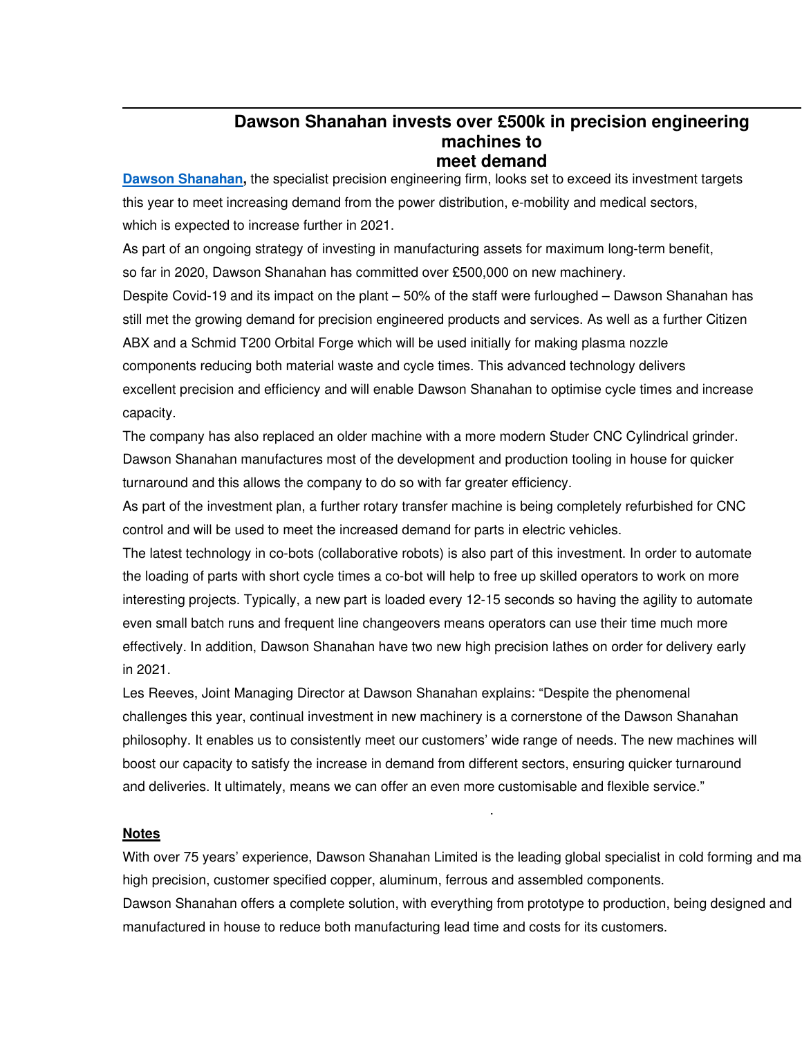# Dawson Shanahan invests over £500k in precision engineering machines to meet demand

**Dawson Shanahan,** the specialist precision engineering firm, looks set to exceed its investment targets this year to meet increasing demand from the power distribution, e-mobility and medical sectors, which is expected to increase further in 2021.

As part of an ongoing strategy of investing in manufacturing assets for maximum long-term benefit, so far in 2020, Dawson Shanahan has committed over £500,000 on new machinery.

Despite Covid-19 and its impact on the plant – 50% of the staff were furloughed – Dawson Shanahan has still met the growing demand for precision engineered products and services. As well as a further Citizen ABX and a Schmid T200 Orbital Forge which will be used initially for making plasma nozzle components reducing both material waste and cycle times. This advanced technology delivers excellent precision and efficiency and will enable Dawson Shanahan to optimise cycle times and increase capacity.

The company has also replaced an older machine with a more modern Studer CNC Cylindrical grinder. Dawson Shanahan manufactures most of the development and production tooling in house for quicker turnaround and this allows the company to do so with far greater efficiency.

As part of the investment plan, a further rotary transfer machine is being completely refurbished for CNC control and will be used to meet the increased demand for parts in electric vehicles.

The latest technology in co-bots (collaborative robots) is also part of this investment. In order to automate the loading of parts with short cycle times a co-bot will help to free up skilled operators to work on more interesting projects. Typically, a new part is loaded every 12-15 seconds so having the agility to automate even small batch runs and frequent line changeovers means operators can use their time much more effectively. In addition, Dawson Shanahan have two new high precision lathes on order for delivery early in 2021.

Les Reeves, Joint Managing Director at Dawson Shanahan explains: "Despite the phenomenal challenges this year, continual investment in new machinery is a cornerstone of the Dawson Shanahan philosophy. It enables us to consistently meet our customers' wide range of needs. The new machines will boost our capacity to satisfy the increase in demand from different sectors, ensuring quicker turnaround and deliveries. It ultimately, means we can offer an even more customisable and flexible service."

.

**Notes**

With over 75 years' experience, Dawson Shanahan Limited is the leading global specialist in cold forming and ma high precision, customer specified copper, aluminum, ferrous and assembled components.

Dawson Shanahan offers a complete solution, with everything from prototype to production, being designed and manufactured in house to reduce both manufacturing lead time and costs for its customers.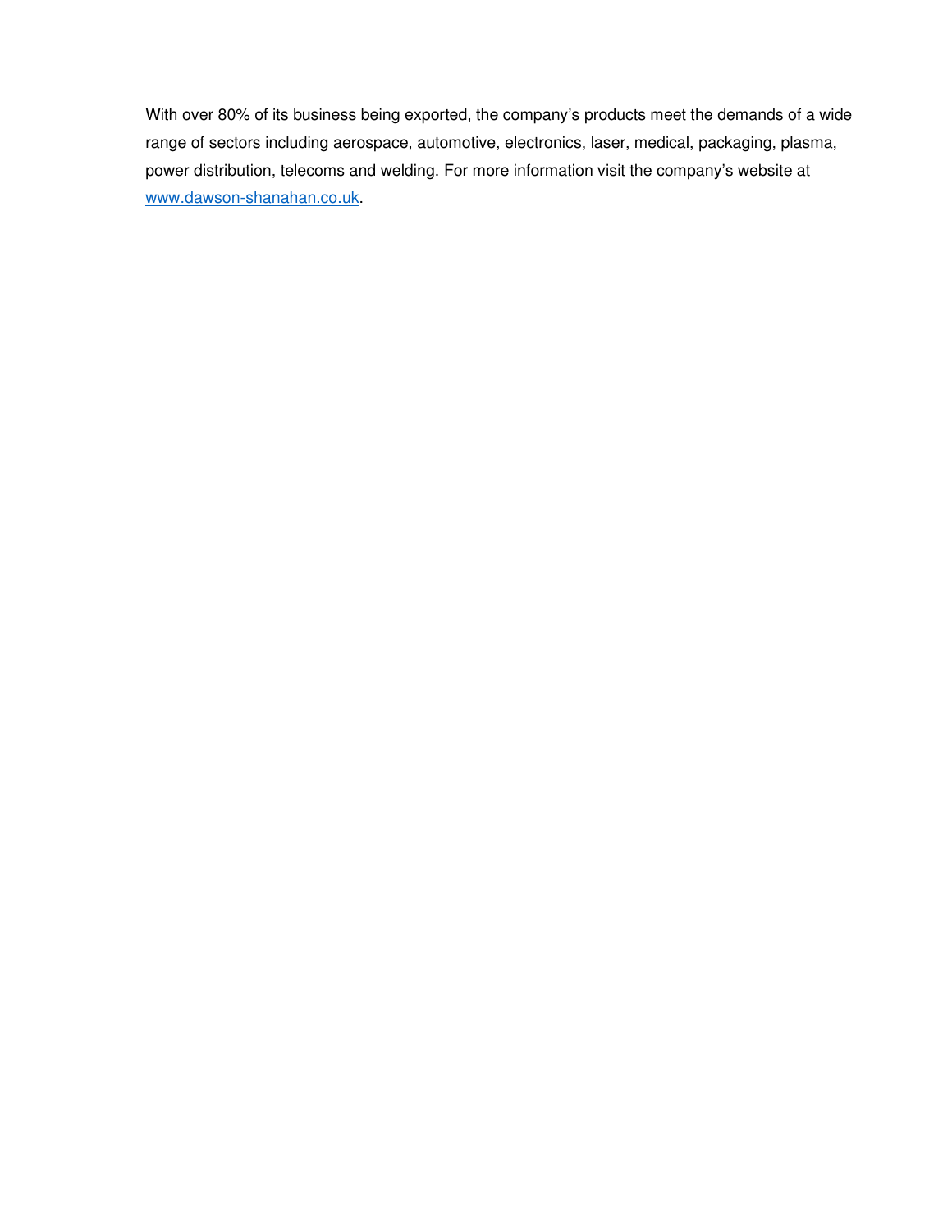With over 80% of its business being exported, the company's products meet the demands of a wide range of sectors including aerospace, automotive, electronics, laser, medical, packaging, plasma, power distribution, telecoms and welding. For more information visit the company's website at www.dawson-shanahan.co.uk.